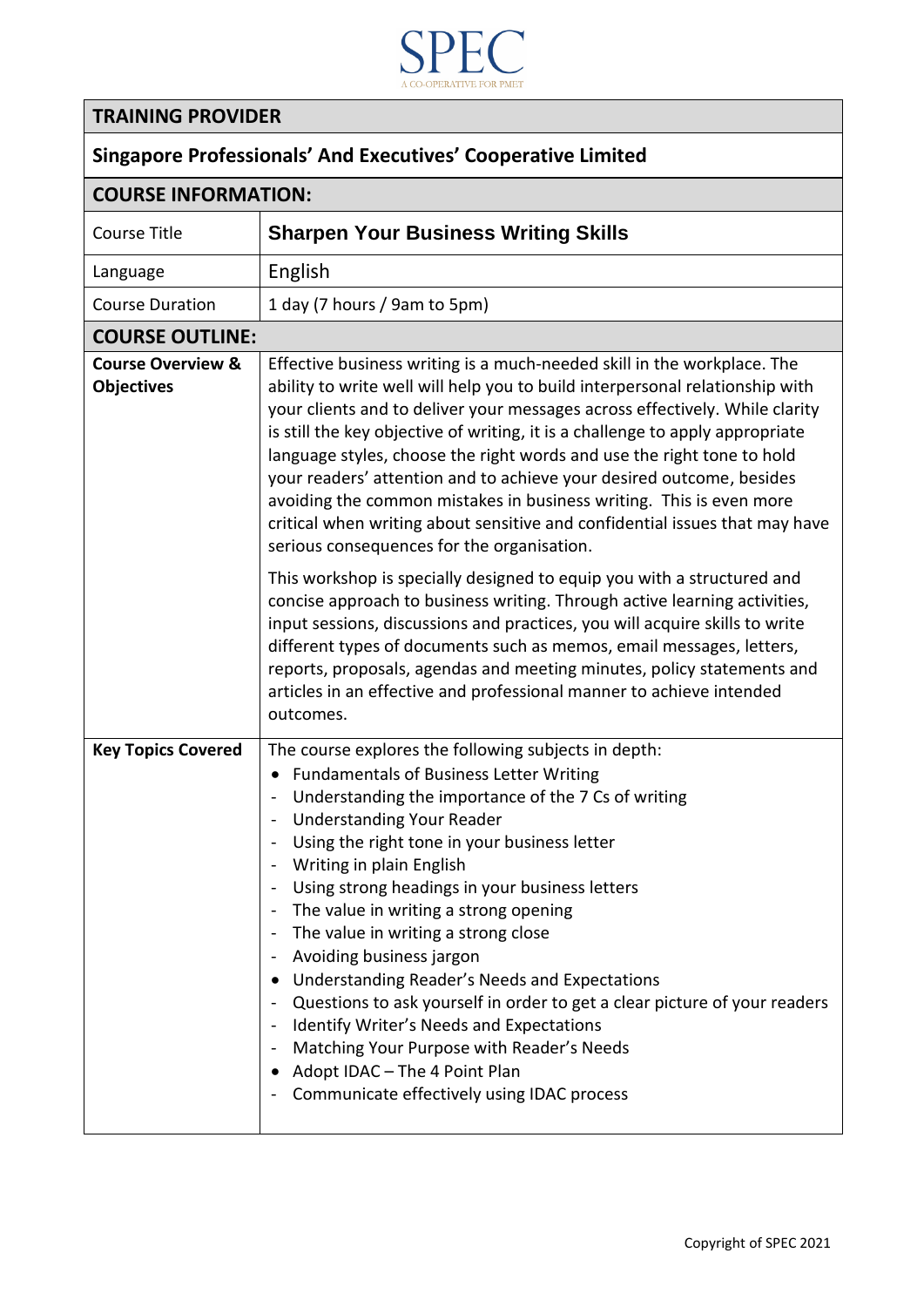# SPEC

A CO-OPERATIVE FOR PMET

## TRAINING PROVIDER

**Singapore Professionals' And Executives' Cooperative Limited**

## COURSE INFORMATION:

| | |
|---|---|
| Course Title | **Sharpen Your Business Writing Skills** |
| Language | English |
| Course Duration | 1 day (7 hours / 9am to 5pm) |

## COURSE OUTLINE:

**Course Overview & Objectives**

Effective business writing is a much-needed skill in the workplace. The ability to write well will help you to build interpersonal relationship with your clients and to deliver your messages across effectively. While clarity is still the key objective of writing, it is a challenge to apply appropriate language styles, choose the right words and use the right tone to hold your readers' attention and to achieve your desired outcome, besides avoiding the common mistakes in business writing. This is even more critical when writing about sensitive and confidential issues that may have serious consequences for the organisation.

This workshop is specially designed to equip you with a structured and concise approach to business writing. Through active learning activities, input sessions, discussions and practices, you will acquire skills to write different types of documents such as memos, email messages, letters, reports, proposals, agendas and meeting minutes, policy statements and articles in an effective and professional manner to achieve intended outcomes.

**Key Topics Covered**

The course explores the following subjects in depth:

- Fundamentals of Business Letter Writing
  - Understanding the importance of the 7 Cs of writing
  - Understanding Your Reader
  - Using the right tone in your business letter
  - Writing in plain English
  - Using strong headings in your business letters
  - The value in writing a strong opening
  - The value in writing a strong close
  - Avoiding business jargon
- Understanding Reader's Needs and Expectations
  - Questions to ask yourself in order to get a clear picture of your readers
  - Identify Writer's Needs and Expectations
  - Matching Your Purpose with Reader's Needs
- Adopt IDAC – The 4 Point Plan
  - Communicate effectively using IDAC process

Copyright of SPEC 2021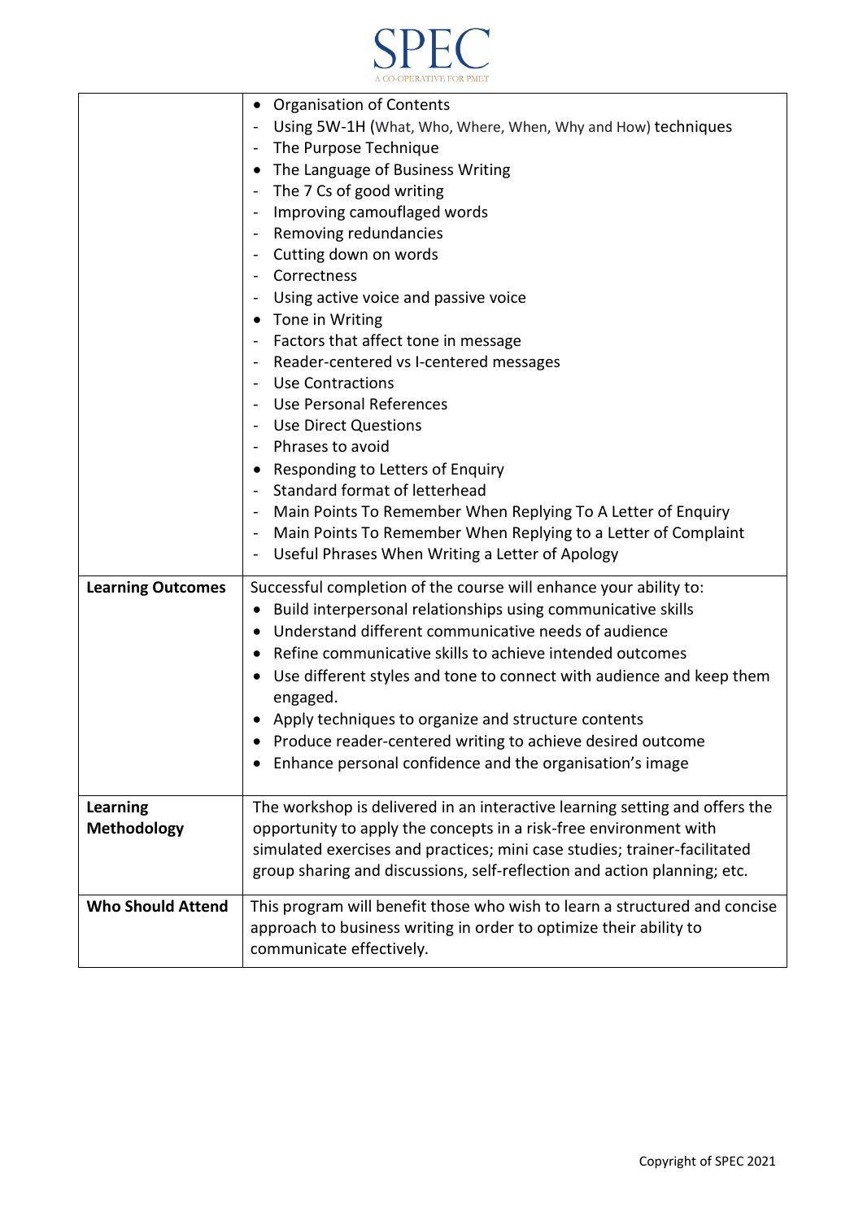| | |
|---|---|
| | • Organisation of Contents<br>- Using 5W-1H (What, Who, Where, When, Why and How) techniques<br>- The Purpose Technique<br>• The Language of Business Writing<br>- The 7 Cs of good writing<br>- Improving camouflaged words<br>- Removing redundancies<br>- Cutting down on words<br>- Correctness<br>- Using active voice and passive voice<br>• Tone in Writing<br>- Factors that affect tone in message<br>- Reader-centered vs I-centered messages<br>- Use Contractions<br>- Use Personal References<br>- Use Direct Questions<br>- Phrases to avoid<br>• Responding to Letters of Enquiry<br>- Standard format of letterhead<br>- Main Points To Remember When Replying To A Letter of Enquiry<br>- Main Points To Remember When Replying to a Letter of Complaint<br>- Useful Phrases When Writing a Letter of Apology |
| **Learning Outcomes** | Successful completion of the course will enhance your ability to:<br>• Build interpersonal relationships using communicative skills<br>• Understand different communicative needs of audience<br>• Refine communicative skills to achieve intended outcomes<br>• Use different styles and tone to connect with audience and keep them engaged.<br>• Apply techniques to organize and structure contents<br>• Produce reader-centered writing to achieve desired outcome<br>• Enhance personal confidence and the organisation's image |
| **Learning Methodology** | The workshop is delivered in an interactive learning setting and offers the opportunity to apply the concepts in a risk-free environment with simulated exercises and practices; mini case studies; trainer-facilitated group sharing and discussions, self-reflection and action planning; etc. |
| **Who Should Attend** | This program will benefit those who wish to learn a structured and concise approach to business writing in order to optimize their ability to communicate effectively. |

Copyright of SPEC 2021